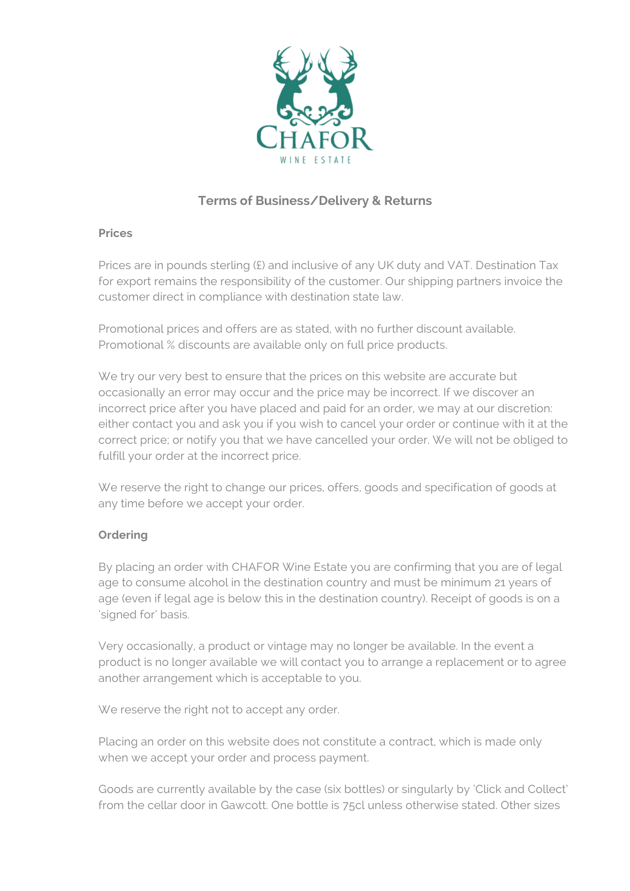# Terms of Business/Delivery & Returns

## Prices

Prices are in pounds sterling (£) and inclusive of any UK duty and VAT. Destination Tax for export remains the responsibility of the customer. Our shipping partners invoice the customer direct in compliance with destination state law.

Promotional prices and offers are as stated, with no further discount available. Promotional % discounts are available only on full price products.

We try our very best to ensure that the prices on this website are accurate but occasionally an error may occur and the price may be incorrect. If we discover an incorrect price after you have placed and paid for an order, we may at our discretion: either contact you and ask you if you wish to cancel your order or continue with it at the correct price; or notify you that we have cancelled your order. We will not be obliged to fulfill your order at the incorrect price.

We reserve the right to change our prices, offers, goods and specification of goods at any time before we accept your order.

## Ordering

By placing an order with CHAFOR Wine Estate you are confirming that you are of legal age to consume alcohol in the destination country and must be minimum 21 years of age (even if legal age is below this in the destination country). Receipt of goods is on a 'signed for' basis.

Very occasionally, a product or vintage may no longer be available. In the event a product is no longer available we will contact you to arrange a replacement or to agree another arrangement which is acceptable to you.

We reserve the right not to accept any order.

Placing an order on this website does not constitute a contract, which is made only when we accept your order and process payment.

Goods are currently available by the case (six bottles) or singularly by 'Click and Collect' from the cellar door in Gawcott. One bottle is 75cl unless otherwise stated. Other sizes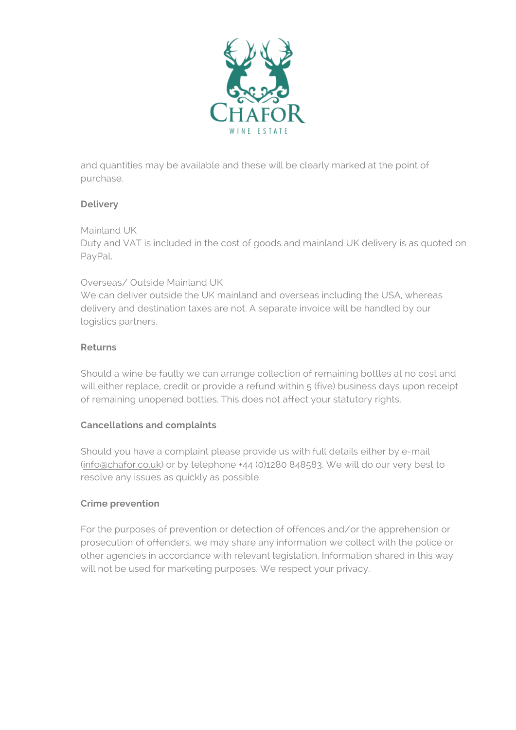and quantities may be available and these will be clearly marked at the point of purchase.

**Delivery**

Mainland UK
Duty and VAT is included in the cost of goods and mainland UK delivery is as quoted on PayPal.

Overseas/ Outside Mainland UK
We can deliver outside the UK mainland and overseas including the USA, whereas delivery and destination taxes are not. A separate invoice will be handled by our logistics partners.

**Returns**

Should a wine be faulty we can arrange collection of remaining bottles at no cost and will either replace, credit or provide a refund within 5 (five) business days upon receipt of remaining unopened bottles. This does not affect your statutory rights.

**Cancellations and complaints**

Should you have a complaint please provide us with full details either by e-mail (info@chafor.co.uk) or by telephone +44 (0)1280 848583. We will do our very best to resolve any issues as quickly as possible.

**Crime prevention**

For the purposes of prevention or detection of offences and/or the apprehension or prosecution of offenders, we may share any information we collect with the police or other agencies in accordance with relevant legislation. Information shared in this way will not be used for marketing purposes. We respect your privacy.